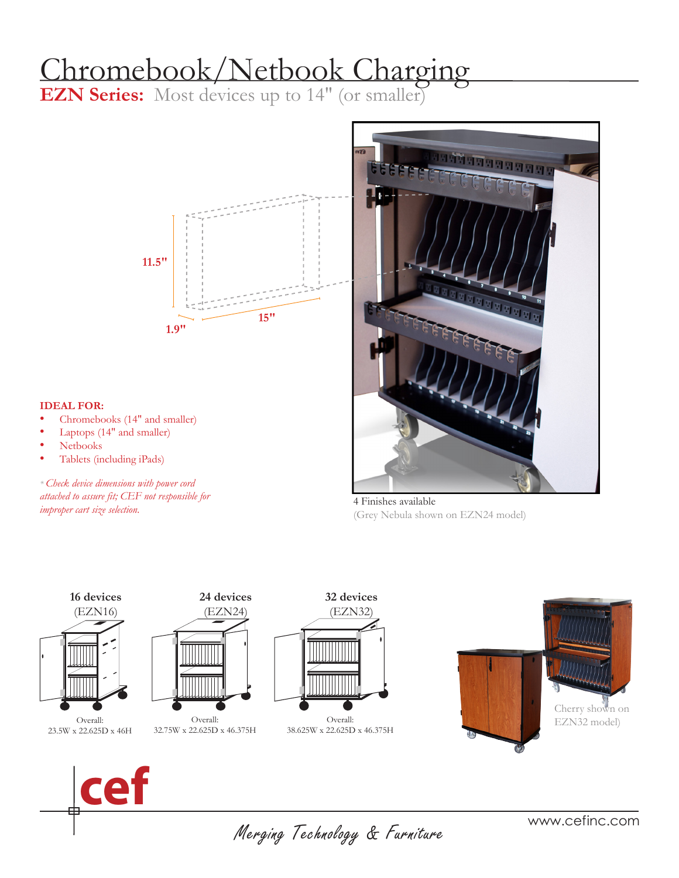# Chromebook/Netbook Charging

**EZN Series:** Most devices up to 14" (or smaller)

11.5"

1.9"

15"

**IDEAL FOR:**

- Chromebooks (14" and smaller)
- Laptops (14" and smaller)
- Netbooks
- Tablets (including iPads)

*\* Check device dimensions with power cord attached to assure fit; CEF not responsible for improper cart size selection.*

4 Finishes available
(Grey Nebula shown on EZN24 model)

**16 devices**
(EZN16)
Overall:
23.5W x 22.625D x 46H

**24 devices**
(EZN24)
Overall:
32.75W x 22.625D x 46.375H

**32 devices**
(EZN32)
Overall:
38.625W x 22.625D x 46.375H

Cherry shown on EZN32 model)

cef

*Merging Technology & Furniture*

www.cefinc.com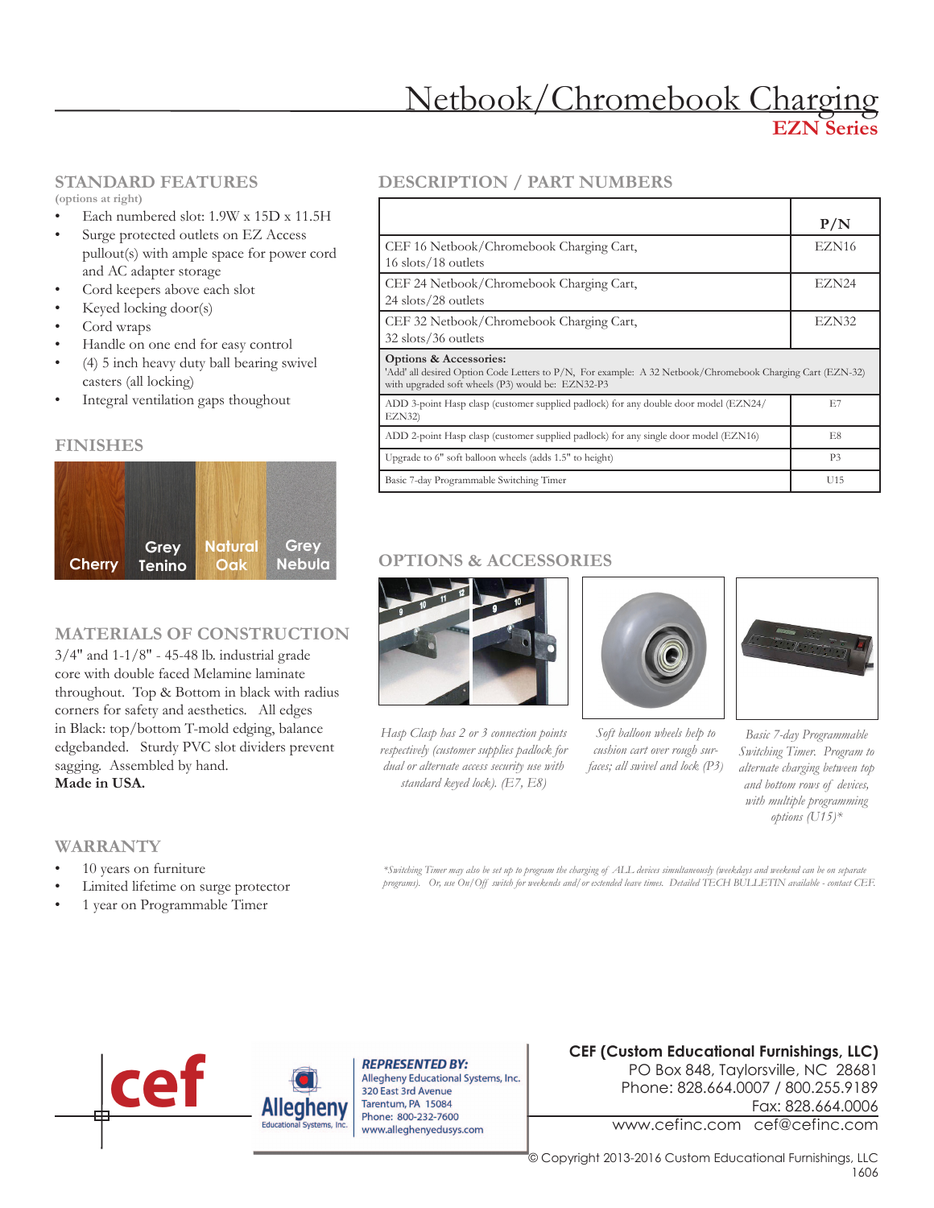# Netbook/Chromebook Charging

## EZN Series

## STANDARD FEATURES

(options at right)

- Each numbered slot: 1.9W x 15D x 11.5H
- Surge protected outlets on EZ Access pullout(s) with ample space for power cord and AC adapter storage
- Cord keepers above each slot
- Keyed locking door(s)
- Cord wraps
- Handle on one end for easy control
- (4) 5 inch heavy duty ball bearing swivel casters (all locking)
- Integral ventilation gaps thoughout

## FINISHES

Cherry
Grey Tenino
Natural Oak
Grey Nebula

## MATERIALS OF CONSTRUCTION

3/4" and 1-1/8" - 45-48 lb. industrial grade core with double faced Melamine laminate throughout. Top & Bottom in black with radius corners for safety and aesthetics. All edges in Black: top/bottom T-mold edging, balance edgebanded. Sturdy PVC slot dividers prevent sagging. Assembled by hand.
**Made in USA.**

## WARRANTY

- 10 years on furniture
- Limited lifetime on surge protector
- 1 year on Programmable Timer

## DESCRIPTION / PART NUMBERS

| | P/N |
|---|---|
| CEF 16 Netbook/Chromebook Charging Cart, 16 slots/18 outlets | EZN16 |
| CEF 24 Netbook/Chromebook Charging Cart, 24 slots/28 outlets | EZN24 |
| CEF 32 Netbook/Chromebook Charging Cart, 32 slots/36 outlets | EZN32 |
| **Options & Accessories:** 'Add' all desired Option Code Letters to P/N, For example: A 32 Netbook/Chromebook Charging Cart (EZN-32) with upgraded soft wheels (P3) would be: EZN32-P3 | |
| ADD 3-point Hasp clasp (customer supplied padlock) for any double door model (EZN24/EZN32) | E7 |
| ADD 2-point Hasp clasp (customer supplied padlock) for any single door model (EZN16) | E8 |
| Upgrade to 6" soft balloon wheels (adds 1.5" to height) | P3 |
| Basic 7-day Programmable Switching Timer | U15 |

## OPTIONS & ACCESSORIES

*Hasp Clasp has 2 or 3 connection points respectively (customer supplies padlock for dual or alternate access security use with standard keyed lock). (E7, E8)*

*Soft balloon wheels help to cushion cart over rough surfaces; all swivel and lock (P3)*

*Basic 7-day Programmable Switching Timer. Program to alternate charging between top and bottom rows of devices, with multiple programming options (U15)\**

*\*Switching Timer may also be set up to program the charging of ALL devices simultaneously (weekdays and weekend can be on separate programs). Or, use On/Off switch for weekends and/or extended leave times. Detailed TECH BULLETIN available - contact CEF.*

cef

Allegheny Educational Systems, Inc.

***REPRESENTED BY:***
Allegheny Educational Systems, Inc.
320 East 3rd Avenue
Tarentum, PA 15084
Phone: 800-232-7600
www.alleghenyedusys.com

**CEF (Custom Educational Furnishings, LLC)**
PO Box 848, Taylorsville, NC 28681
Phone: 828.664.0007 / 800.255.9189
Fax: 828.664.0006
www.cefinc.com cef@cefinc.com

© Copyright 2013-2016 Custom Educational Furnishings, LLC
1606